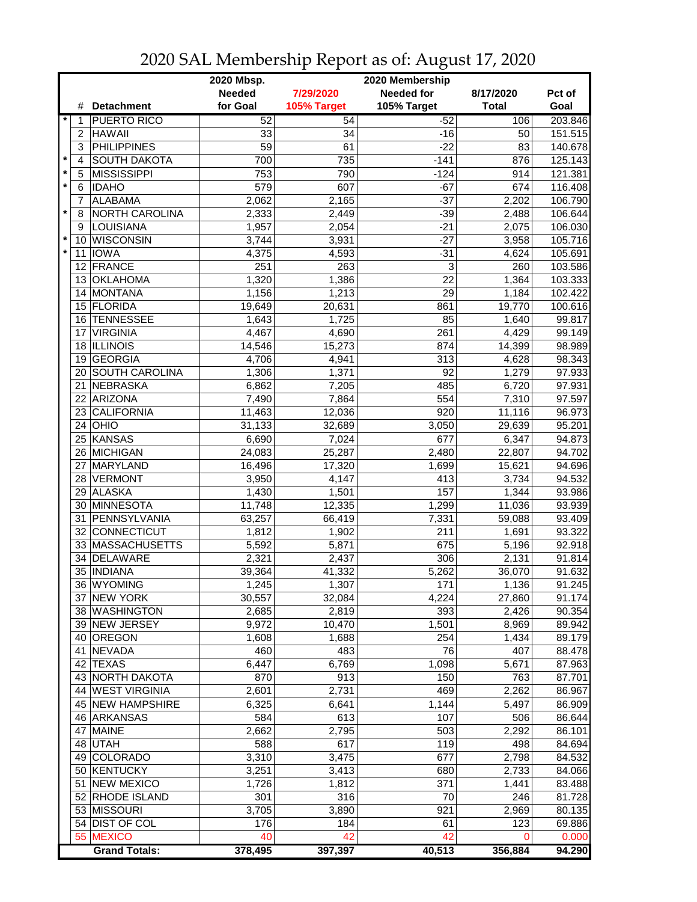# 2020 SAL Membership Report as of: August 17, 2020

| | # | Detachment | 2020 Mbsp. Needed for Goal | 7/29/2020 105% Target | 2020 Membership Needed for 105% Target | 8/17/2020 Total | Pct of Goal |
|---|---|---|---|---|---|---|---|
| * | 1 | PUERTO RICO | 52 | 54 | -52 | 106 | 203.846 |
| | 2 | HAWAII | 33 | 34 | -16 | 50 | 151.515 |
| | 3 | PHILIPPINES | 59 | 61 | -22 | 83 | 140.678 |
| * | 4 | SOUTH DAKOTA | 700 | 735 | -141 | 876 | 125.143 |
| * | 5 | MISSISSIPPI | 753 | 790 | -124 | 914 | 121.381 |
| * | 6 | IDAHO | 579 | 607 | -67 | 674 | 116.408 |
| | 7 | ALABAMA | 2,062 | 2,165 | -37 | 2,202 | 106.790 |
| * | 8 | NORTH CAROLINA | 2,333 | 2,449 | -39 | 2,488 | 106.644 |
| | 9 | LOUISIANA | 1,957 | 2,054 | -21 | 2,075 | 106.030 |
| * | 10 | WISCONSIN | 3,744 | 3,931 | -27 | 3,958 | 105.716 |
| * | 11 | IOWA | 4,375 | 4,593 | -31 | 4,624 | 105.691 |
| | 12 | FRANCE | 251 | 263 | 3 | 260 | 103.586 |
| | 13 | OKLAHOMA | 1,320 | 1,386 | 22 | 1,364 | 103.333 |
| | 14 | MONTANA | 1,156 | 1,213 | 29 | 1,184 | 102.422 |
| | 15 | FLORIDA | 19,649 | 20,631 | 861 | 19,770 | 100.616 |
| | 16 | TENNESSEE | 1,643 | 1,725 | 85 | 1,640 | 99.817 |
| | 17 | VIRGINIA | 4,467 | 4,690 | 261 | 4,429 | 99.149 |
| | 18 | ILLINOIS | 14,546 | 15,273 | 874 | 14,399 | 98.989 |
| | 19 | GEORGIA | 4,706 | 4,941 | 313 | 4,628 | 98.343 |
| | 20 | SOUTH CAROLINA | 1,306 | 1,371 | 92 | 1,279 | 97.933 |
| | 21 | NEBRASKA | 6,862 | 7,205 | 485 | 6,720 | 97.931 |
| | 22 | ARIZONA | 7,490 | 7,864 | 554 | 7,310 | 97.597 |
| | 23 | CALIFORNIA | 11,463 | 12,036 | 920 | 11,116 | 96.973 |
| | 24 | OHIO | 31,133 | 32,689 | 3,050 | 29,639 | 95.201 |
| | 25 | KANSAS | 6,690 | 7,024 | 677 | 6,347 | 94.873 |
| | 26 | MICHIGAN | 24,083 | 25,287 | 2,480 | 22,807 | 94.702 |
| | 27 | MARYLAND | 16,496 | 17,320 | 1,699 | 15,621 | 94.696 |
| | 28 | VERMONT | 3,950 | 4,147 | 413 | 3,734 | 94.532 |
| | 29 | ALASKA | 1,430 | 1,501 | 157 | 1,344 | 93.986 |
| | 30 | MINNESOTA | 11,748 | 12,335 | 1,299 | 11,036 | 93.939 |
| | 31 | PENNSYLVANIA | 63,257 | 66,419 | 7,331 | 59,088 | 93.409 |
| | 32 | CONNECTICUT | 1,812 | 1,902 | 211 | 1,691 | 93.322 |
| | 33 | MASSACHUSETTS | 5,592 | 5,871 | 675 | 5,196 | 92.918 |
| | 34 | DELAWARE | 2,321 | 2,437 | 306 | 2,131 | 91.814 |
| | 35 | INDIANA | 39,364 | 41,332 | 5,262 | 36,070 | 91.632 |
| | 36 | WYOMING | 1,245 | 1,307 | 171 | 1,136 | 91.245 |
| | 37 | NEW YORK | 30,557 | 32,084 | 4,224 | 27,860 | 91.174 |
| | 38 | WASHINGTON | 2,685 | 2,819 | 393 | 2,426 | 90.354 |
| | 39 | NEW JERSEY | 9,972 | 10,470 | 1,501 | 8,969 | 89.942 |
| | 40 | OREGON | 1,608 | 1,688 | 254 | 1,434 | 89.179 |
| | 41 | NEVADA | 460 | 483 | 76 | 407 | 88.478 |
| | 42 | TEXAS | 6,447 | 6,769 | 1,098 | 5,671 | 87.963 |
| | 43 | NORTH DAKOTA | 870 | 913 | 150 | 763 | 87.701 |
| | 44 | WEST VIRGINIA | 2,601 | 2,731 | 469 | 2,262 | 86.967 |
| | 45 | NEW HAMPSHIRE | 6,325 | 6,641 | 1,144 | 5,497 | 86.909 |
| | 46 | ARKANSAS | 584 | 613 | 107 | 506 | 86.644 |
| | 47 | MAINE | 2,662 | 2,795 | 503 | 2,292 | 86.101 |
| | 48 | UTAH | 588 | 617 | 119 | 498 | 84.694 |
| | 49 | COLORADO | 3,310 | 3,475 | 677 | 2,798 | 84.532 |
| | 50 | KENTUCKY | 3,251 | 3,413 | 680 | 2,733 | 84.066 |
| | 51 | NEW MEXICO | 1,726 | 1,812 | 371 | 1,441 | 83.488 |
| | 52 | RHODE ISLAND | 301 | 316 | 70 | 246 | 81.728 |
| | 53 | MISSOURI | 3,705 | 3,890 | 921 | 2,969 | 80.135 |
| | 54 | DIST OF COL | 176 | 184 | 61 | 123 | 69.886 |
| | 55 | MEXICO | 40 | 42 | 42 | 0 | 0.000 |
| | | **Grand Totals:** | **378,495** | **397,397** | **40,513** | **356,884** | **94.290** |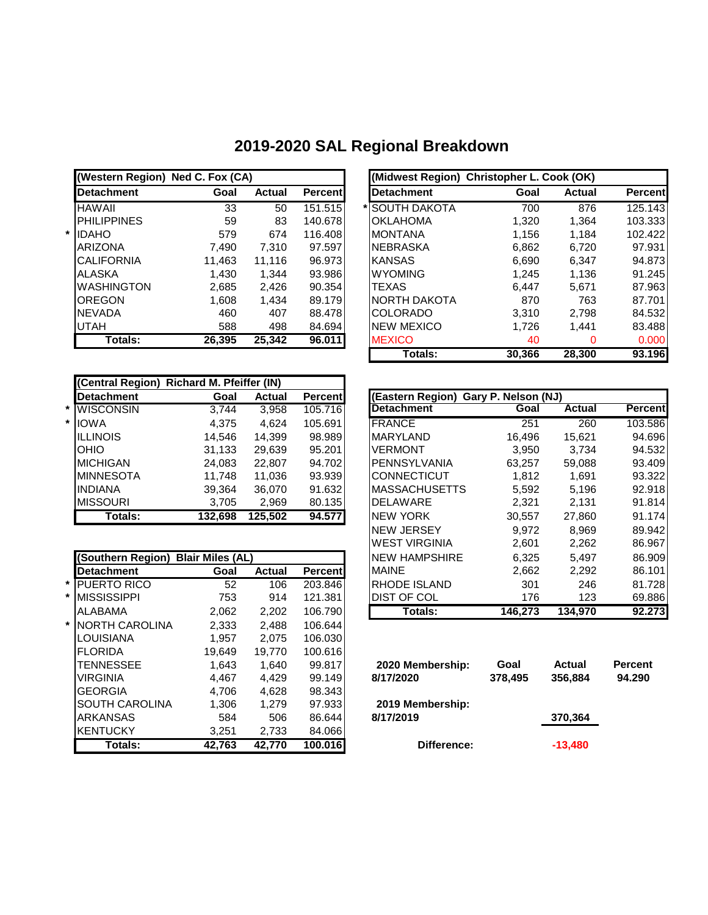# 2019-2020 SAL Regional Breakdown

| | (Western Region) Ned C. Fox (CA) | | | |
|---|---|---|---|---|
| | Detachment | Goal | Actual | Percent |
| | HAWAII | 33 | 50 | 151.515 |
| | PHILIPPINES | 59 | 83 | 140.678 |
| * | IDAHO | 579 | 674 | 116.408 |
| | ARIZONA | 7,490 | 7,310 | 97.597 |
| | CALIFORNIA | 11,463 | 11,116 | 96.973 |
| | ALASKA | 1,430 | 1,344 | 93.986 |
| | WASHINGTON | 2,685 | 2,426 | 90.354 |
| | OREGON | 1,608 | 1,434 | 89.179 |
| | NEVADA | 460 | 407 | 88.478 |
| | UTAH | 588 | 498 | 84.694 |
| | **Totals:** | **26,395** | **25,342** | **96.011** |

| | (Midwest Region) Christopher L. Cook (OK) | | | |
|---|---|---|---|---|
| | Detachment | Goal | Actual | Percent |
| * | SOUTH DAKOTA | 700 | 876 | 125.143 |
| | OKLAHOMA | 1,320 | 1,364 | 103.333 |
| | MONTANA | 1,156 | 1,184 | 102.422 |
| | NEBRASKA | 6,862 | 6,720 | 97.931 |
| | KANSAS | 6,690 | 6,347 | 94.873 |
| | WYOMING | 1,245 | 1,136 | 91.245 |
| | TEXAS | 6,447 | 5,671 | 87.963 |
| | NORTH DAKOTA | 870 | 763 | 87.701 |
| | COLORADO | 3,310 | 2,798 | 84.532 |
| | NEW MEXICO | 1,726 | 1,441 | 83.488 |
| | MEXICO | 40 | 0 | 0.000 |
| | **Totals:** | **30,366** | **28,300** | **93.196** |

| | (Central Region) Richard M. Pfeiffer (IN) | | | |
|---|---|---|---|---|
| | Detachment | Goal | Actual | Percent |
| * | WISCONSIN | 3,744 | 3,958 | 105.716 |
| * | IOWA | 4,375 | 4,624 | 105.691 |
| | ILLINOIS | 14,546 | 14,399 | 98.989 |
| | OHIO | 31,133 | 29,639 | 95.201 |
| | MICHIGAN | 24,083 | 22,807 | 94.702 |
| | MINNESOTA | 11,748 | 11,036 | 93.939 |
| | INDIANA | 39,364 | 36,070 | 91.632 |
| | MISSOURI | 3,705 | 2,969 | 80.135 |
| | **Totals:** | **132,698** | **125,502** | **94.577** |

| (Eastern Region) Gary P. Nelson (NJ) | | | |
|---|---|---|---|
| Detachment | Goal | Actual | Percent |
| FRANCE | 251 | 260 | 103.586 |
| MARYLAND | 16,496 | 15,621 | 94.696 |
| VERMONT | 3,950 | 3,734 | 94.532 |
| PENNSYLVANIA | 63,257 | 59,088 | 93.409 |
| CONNECTICUT | 1,812 | 1,691 | 93.322 |
| MASSACHUSETTS | 5,592 | 5,196 | 92.918 |
| DELAWARE | 2,321 | 2,131 | 91.814 |
| NEW YORK | 30,557 | 27,860 | 91.174 |
| NEW JERSEY | 9,972 | 8,969 | 89.942 |
| WEST VIRGINIA | 2,601 | 2,262 | 86.967 |
| NEW HAMPSHIRE | 6,325 | 5,497 | 86.909 |
| MAINE | 2,662 | 2,292 | 86.101 |
| RHODE ISLAND | 301 | 246 | 81.728 |
| DIST OF COL | 176 | 123 | 69.886 |
| **Totals:** | **146,273** | **134,970** | **92.273** |

| | (Southern Region) Blair Miles (AL) | | | |
|---|---|---|---|---|
| | Detachment | Goal | Actual | Percent |
| * | PUERTO RICO | 52 | 106 | 203.846 |
| * | MISSISSIPPI | 753 | 914 | 121.381 |
| | ALABAMA | 2,062 | 2,202 | 106.790 |
| * | NORTH CAROLINA | 2,333 | 2,488 | 106.644 |
| | LOUISIANA | 1,957 | 2,075 | 106.030 |
| | FLORIDA | 19,649 | 19,770 | 100.616 |
| | TENNESSEE | 1,643 | 1,640 | 99.817 |
| | VIRGINIA | 4,467 | 4,429 | 99.149 |
| | GEORGIA | 4,706 | 4,628 | 98.343 |
| | SOUTH CAROLINA | 1,306 | 1,279 | 97.933 |
| | ARKANSAS | 584 | 506 | 86.644 |
| | KENTUCKY | 3,251 | 2,733 | 84.066 |
| | **Totals:** | **42,763** | **42,770** | **100.016** |

| | Goal | Actual | Percent |
|---|---|---|---|
| **2020 Membership:** 8/17/2020 | **378,495** | **356,884** | **94.290** |
| **2019 Membership:** 8/17/2019 | | **370,364** | |
| **Difference:** | | **-13,480** | |